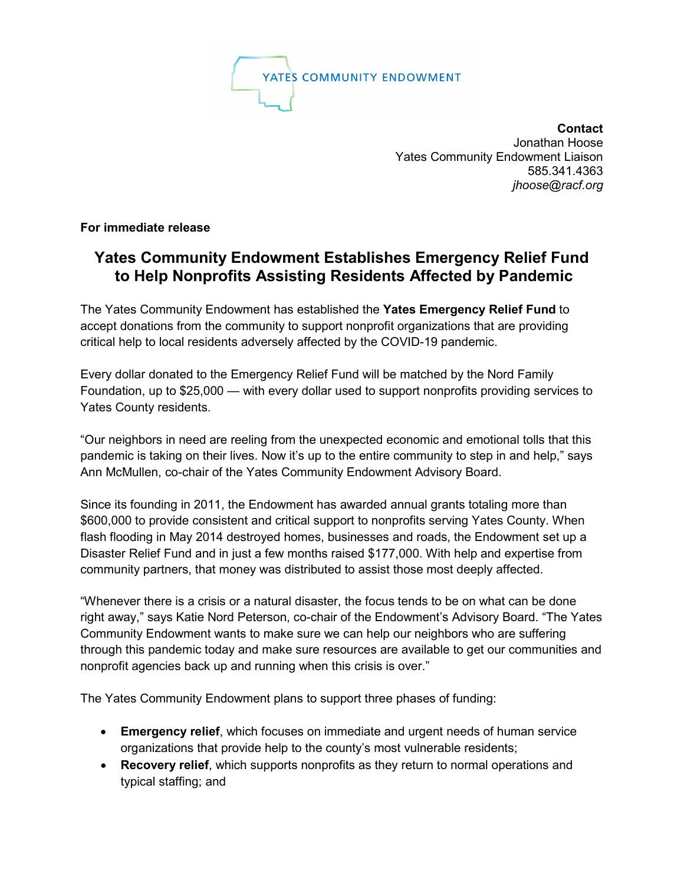YATES COMMUNITY ENDOWMENT

**Contact**
Jonathan Hoose
Yates Community Endowment Liaison
585.341.4363
*jhoose@racf.org*

**For immediate release**

# Yates Community Endowment Establishes Emergency Relief Fund to Help Nonprofits Assisting Residents Affected by Pandemic

The Yates Community Endowment has established the **Yates Emergency Relief Fund** to accept donations from the community to support nonprofit organizations that are providing critical help to local residents adversely affected by the COVID-19 pandemic.

Every dollar donated to the Emergency Relief Fund will be matched by the Nord Family Foundation, up to $25,000 — with every dollar used to support nonprofits providing services to Yates County residents.

"Our neighbors in need are reeling from the unexpected economic and emotional tolls that this pandemic is taking on their lives. Now it's up to the entire community to step in and help," says Ann McMullen, co-chair of the Yates Community Endowment Advisory Board.

Since its founding in 2011, the Endowment has awarded annual grants totaling more than $600,000 to provide consistent and critical support to nonprofits serving Yates County. When flash flooding in May 2014 destroyed homes, businesses and roads, the Endowment set up a Disaster Relief Fund and in just a few months raised $177,000. With help and expertise from community partners, that money was distributed to assist those most deeply affected.

"Whenever there is a crisis or a natural disaster, the focus tends to be on what can be done right away," says Katie Nord Peterson, co-chair of the Endowment's Advisory Board. "The Yates Community Endowment wants to make sure we can help our neighbors who are suffering through this pandemic today and make sure resources are available to get our communities and nonprofit agencies back up and running when this crisis is over."

The Yates Community Endowment plans to support three phases of funding:

- **Emergency relief**, which focuses on immediate and urgent needs of human service organizations that provide help to the county's most vulnerable residents;
- **Recovery relief**, which supports nonprofits as they return to normal operations and typical staffing; and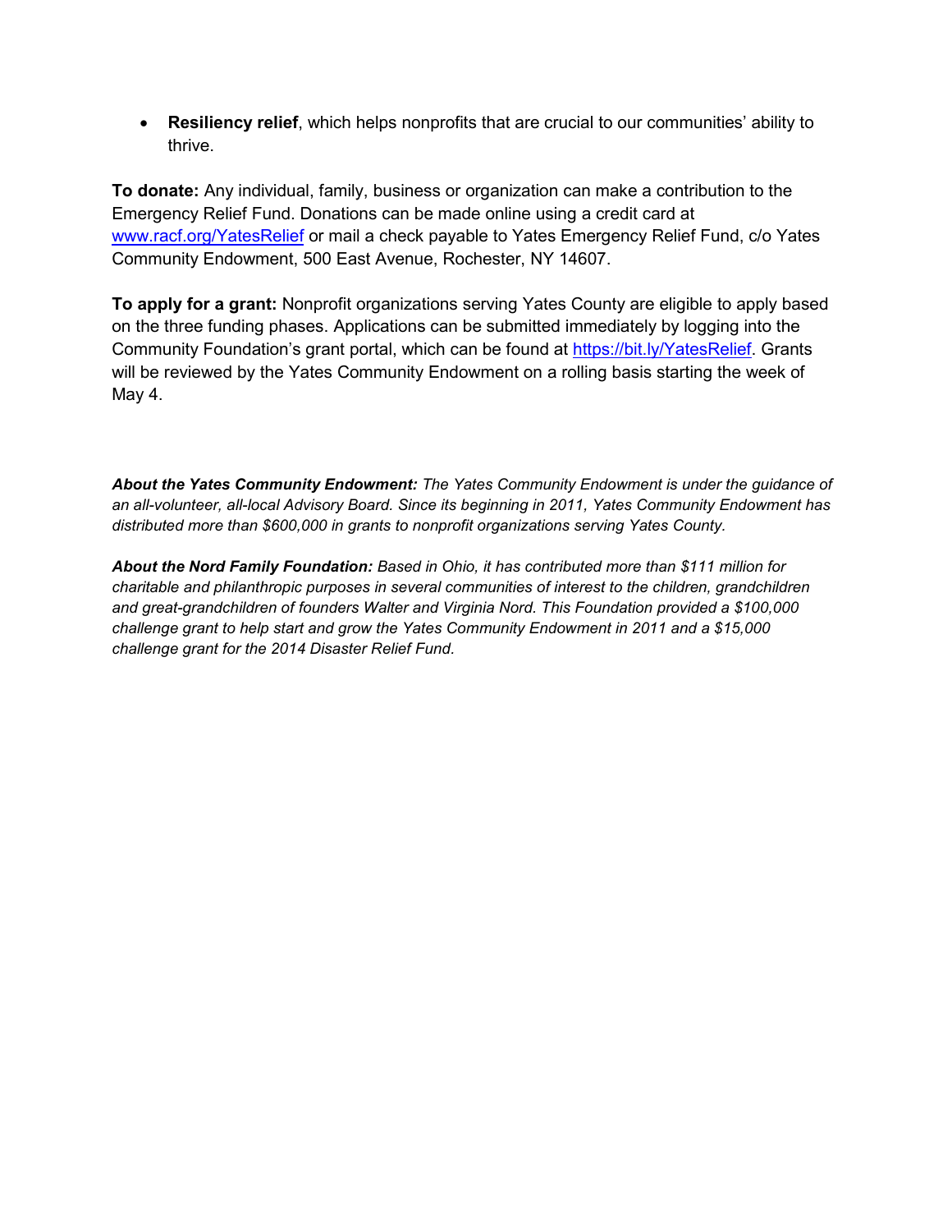- **Resiliency relief**, which helps nonprofits that are crucial to our communities' ability to thrive.

**To donate:** Any individual, family, business or organization can make a contribution to the Emergency Relief Fund. Donations can be made online using a credit card at [www.racf.org/YatesRelief](www.racf.org/YatesRelief) or mail a check payable to Yates Emergency Relief Fund, c/o Yates Community Endowment, 500 East Avenue, Rochester, NY 14607.

**To apply for a grant:** Nonprofit organizations serving Yates County are eligible to apply based on the three funding phases. Applications can be submitted immediately by logging into the Community Foundation's grant portal, which can be found at [https://bit.ly/YatesRelief](https://bit.ly/YatesRelief). Grants will be reviewed by the Yates Community Endowment on a rolling basis starting the week of May 4.

***About the Yates Community Endowment:*** *The Yates Community Endowment is under the guidance of an all-volunteer, all-local Advisory Board. Since its beginning in 2011, Yates Community Endowment has distributed more than $600,000 in grants to nonprofit organizations serving Yates County.*

***About the Nord Family Foundation:*** *Based in Ohio, it has contributed more than $111 million for charitable and philanthropic purposes in several communities of interest to the children, grandchildren and great-grandchildren of founders Walter and Virginia Nord. This Foundation provided a $100,000 challenge grant to help start and grow the Yates Community Endowment in 2011 and a $15,000 challenge grant for the 2014 Disaster Relief Fund.*